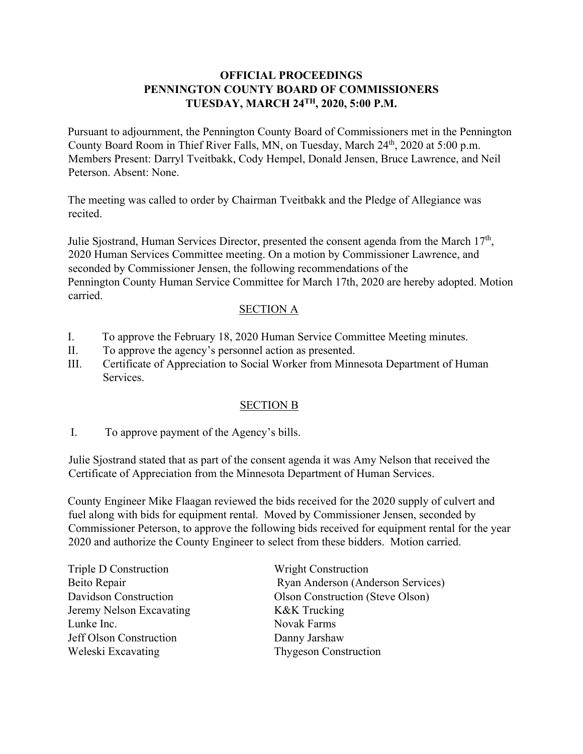**OFFICIAL PROCEEDINGS**
**PENNINGTON COUNTY BOARD OF COMMISSIONERS**
**TUESDAY, MARCH 24TH, 2020, 5:00 P.M.**

Pursuant to adjournment, the Pennington County Board of Commissioners met in the Pennington County Board Room in Thief River Falls, MN, on Tuesday, March 24th, 2020 at 5:00 p.m. Members Present: Darryl Tveitbakk, Cody Hempel, Donald Jensen, Bruce Lawrence, and Neil Peterson. Absent: None.

The meeting was called to order by Chairman Tveitbakk and the Pledge of Allegiance was recited.

Julie Sjostrand, Human Services Director, presented the consent agenda from the March 17th, 2020 Human Services Committee meeting. On a motion by Commissioner Lawrence, and seconded by Commissioner Jensen, the following recommendations of the Pennington County Human Service Committee for March 17th, 2020 are hereby adopted. Motion carried.

SECTION A

I. To approve the February 18, 2020 Human Service Committee Meeting minutes.
II. To approve the agency's personnel action as presented.
III. Certificate of Appreciation to Social Worker from Minnesota Department of Human Services.

SECTION B

I. To approve payment of the Agency's bills.

Julie Sjostrand stated that as part of the consent agenda it was Amy Nelson that received the Certificate of Appreciation from the Minnesota Department of Human Services.

County Engineer Mike Flaagan reviewed the bids received for the 2020 supply of culvert and fuel along with bids for equipment rental. Moved by Commissioner Jensen, seconded by Commissioner Peterson, to approve the following bids received for equipment rental for the year 2020 and authorize the County Engineer to select from these bidders. Motion carried.

Triple D Construction
Beito Repair
Davidson Construction
Jeremy Nelson Excavating
Lunke Inc.
Jeff Olson Construction
Weleski Excavating
Wright Construction
Ryan Anderson (Anderson Services)
Olson Construction (Steve Olson)
K&K Trucking
Novak Farms
Danny Jarshaw
Thygeson Construction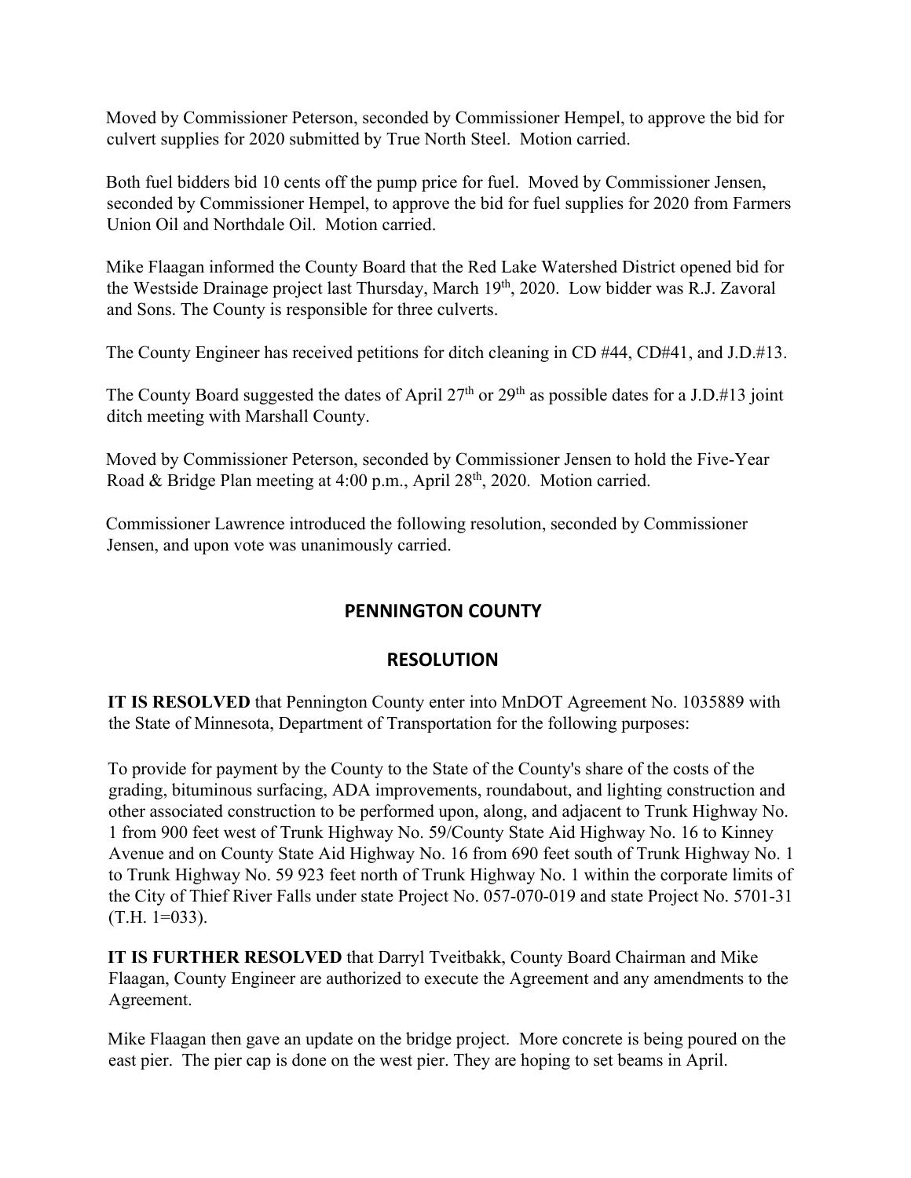Moved by Commissioner Peterson, seconded by Commissioner Hempel, to approve the bid for culvert supplies for 2020 submitted by True North Steel. Motion carried.

Both fuel bidders bid 10 cents off the pump price for fuel. Moved by Commissioner Jensen, seconded by Commissioner Hempel, to approve the bid for fuel supplies for 2020 from Farmers Union Oil and Northdale Oil. Motion carried.

Mike Flaagan informed the County Board that the Red Lake Watershed District opened bid for the Westside Drainage project last Thursday, March 19th, 2020. Low bidder was R.J. Zavoral and Sons. The County is responsible for three culverts.

The County Engineer has received petitions for ditch cleaning in CD #44, CD#41, and J.D.#13.

The County Board suggested the dates of April 27th or 29th as possible dates for a J.D.#13 joint ditch meeting with Marshall County.

Moved by Commissioner Peterson, seconded by Commissioner Jensen to hold the Five-Year Road & Bridge Plan meeting at 4:00 p.m., April 28th, 2020. Motion carried.

Commissioner Lawrence introduced the following resolution, seconded by Commissioner Jensen, and upon vote was unanimously carried.

## PENNINGTON COUNTY

## RESOLUTION

**IT IS RESOLVED** that Pennington County enter into MnDOT Agreement No. 1035889 with the State of Minnesota, Department of Transportation for the following purposes:

To provide for payment by the County to the State of the County's share of the costs of the grading, bituminous surfacing, ADA improvements, roundabout, and lighting construction and other associated construction to be performed upon, along, and adjacent to Trunk Highway No. 1 from 900 feet west of Trunk Highway No. 59/County State Aid Highway No. 16 to Kinney Avenue and on County State Aid Highway No. 16 from 690 feet south of Trunk Highway No. 1 to Trunk Highway No. 59 923 feet north of Trunk Highway No. 1 within the corporate limits of the City of Thief River Falls under state Project No. 057-070-019 and state Project No. 5701-31 (T.H. 1=033).

**IT IS FURTHER RESOLVED** that Darryl Tveitbakk, County Board Chairman and Mike Flaagan, County Engineer are authorized to execute the Agreement and any amendments to the Agreement.

Mike Flaagan then gave an update on the bridge project. More concrete is being poured on the east pier. The pier cap is done on the west pier. They are hoping to set beams in April.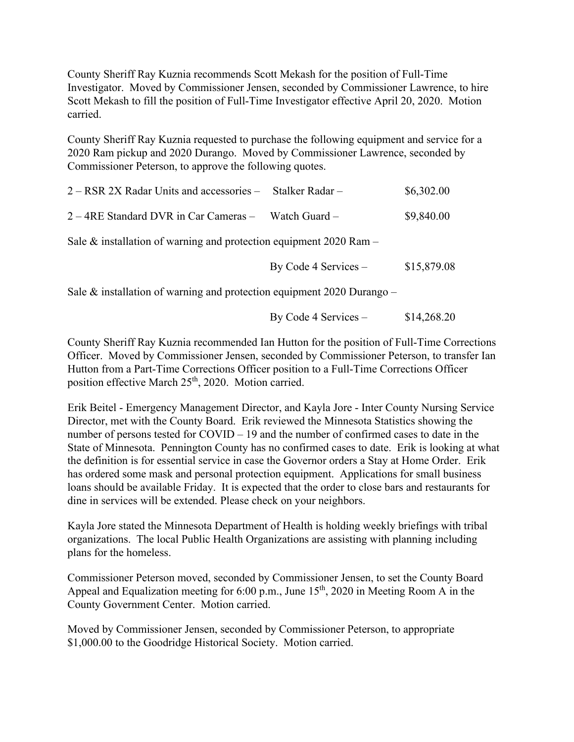County Sheriff Ray Kuznia recommends Scott Mekash for the position of Full-Time Investigator. Moved by Commissioner Jensen, seconded by Commissioner Lawrence, to hire Scott Mekash to fill the position of Full-Time Investigator effective April 20, 2020. Motion carried.

County Sheriff Ray Kuznia requested to purchase the following equipment and service for a 2020 Ram pickup and 2020 Durango. Moved by Commissioner Lawrence, seconded by Commissioner Peterson, to approve the following quotes.

2 – RSR 2X Radar Units and accessories – Stalker Radar – $6,302.00

2 – 4RE Standard DVR in Car Cameras – Watch Guard – $9,840.00

Sale & installation of warning and protection equipment 2020 Ram –

By Code 4 Services – $15,879.08

Sale & installation of warning and protection equipment 2020 Durango –

By Code 4 Services – $14,268.20

County Sheriff Ray Kuznia recommended Ian Hutton for the position of Full-Time Corrections Officer. Moved by Commissioner Jensen, seconded by Commissioner Peterson, to transfer Ian Hutton from a Part-Time Corrections Officer position to a Full-Time Corrections Officer position effective March 25th, 2020. Motion carried.

Erik Beitel - Emergency Management Director, and Kayla Jore - Inter County Nursing Service Director, met with the County Board. Erik reviewed the Minnesota Statistics showing the number of persons tested for COVID – 19 and the number of confirmed cases to date in the State of Minnesota. Pennington County has no confirmed cases to date. Erik is looking at what the definition is for essential service in case the Governor orders a Stay at Home Order. Erik has ordered some mask and personal protection equipment. Applications for small business loans should be available Friday. It is expected that the order to close bars and restaurants for dine in services will be extended. Please check on your neighbors.

Kayla Jore stated the Minnesota Department of Health is holding weekly briefings with tribal organizations. The local Public Health Organizations are assisting with planning including plans for the homeless.

Commissioner Peterson moved, seconded by Commissioner Jensen, to set the County Board Appeal and Equalization meeting for 6:00 p.m., June 15th, 2020 in Meeting Room A in the County Government Center. Motion carried.

Moved by Commissioner Jensen, seconded by Commissioner Peterson, to appropriate $1,000.00 to the Goodridge Historical Society. Motion carried.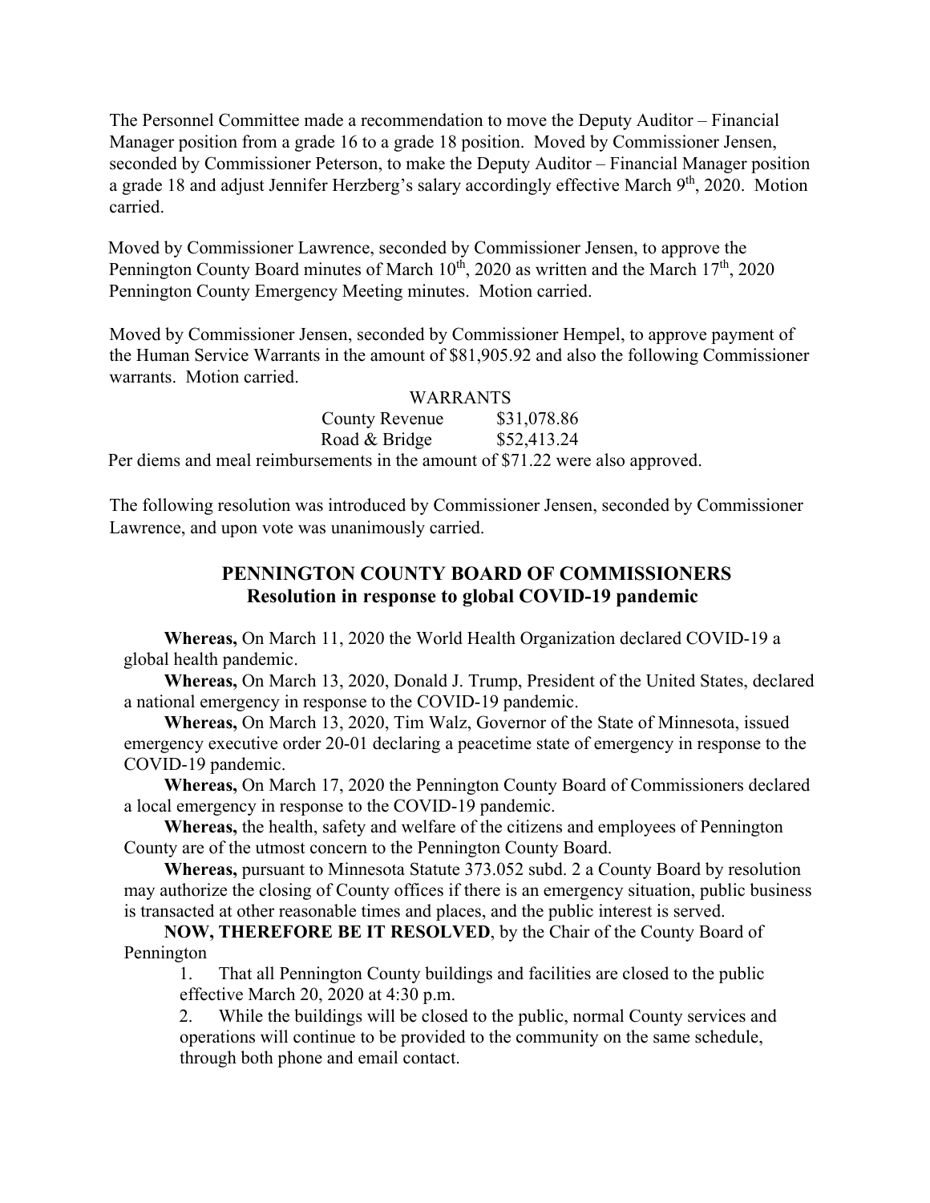The Personnel Committee made a recommendation to move the Deputy Auditor – Financial Manager position from a grade 16 to a grade 18 position. Moved by Commissioner Jensen, seconded by Commissioner Peterson, to make the Deputy Auditor – Financial Manager position a grade 18 and adjust Jennifer Herzberg's salary accordingly effective March 9th, 2020. Motion carried.

Moved by Commissioner Lawrence, seconded by Commissioner Jensen, to approve the Pennington County Board minutes of March 10th, 2020 as written and the March 17th, 2020 Pennington County Emergency Meeting minutes. Motion carried.

Moved by Commissioner Jensen, seconded by Commissioner Hempel, to approve payment of the Human Service Warrants in the amount of $81,905.92 and also the following Commissioner warrants. Motion carried.

| WARRANTS | |
|---|---|
| County Revenue | $31,078.86 |
| Road & Bridge | $52,413.24 |

Per diems and meal reimbursements in the amount of $71.22 were also approved.

The following resolution was introduced by Commissioner Jensen, seconded by Commissioner Lawrence, and upon vote was unanimously carried.

## PENNINGTON COUNTY BOARD OF COMMISSIONERS
## Resolution in response to global COVID-19 pandemic

**Whereas,** On March 11, 2020 the World Health Organization declared COVID-19 a global health pandemic.

**Whereas,** On March 13, 2020, Donald J. Trump, President of the United States, declared a national emergency in response to the COVID-19 pandemic.

**Whereas,** On March 13, 2020, Tim Walz, Governor of the State of Minnesota, issued emergency executive order 20-01 declaring a peacetime state of emergency in response to the COVID-19 pandemic.

**Whereas,** On March 17, 2020 the Pennington County Board of Commissioners declared a local emergency in response to the COVID-19 pandemic.

**Whereas,** the health, safety and welfare of the citizens and employees of Pennington County are of the utmost concern to the Pennington County Board.

**Whereas,** pursuant to Minnesota Statute 373.052 subd. 2 a County Board by resolution may authorize the closing of County offices if there is an emergency situation, public business is transacted at other reasonable times and places, and the public interest is served.

**NOW, THEREFORE BE IT RESOLVED**, by the Chair of the County Board of Pennington

1. That all Pennington County buildings and facilities are closed to the public effective March 20, 2020 at 4:30 p.m.
2. While the buildings will be closed to the public, normal County services and operations will continue to be provided to the community on the same schedule, through both phone and email contact.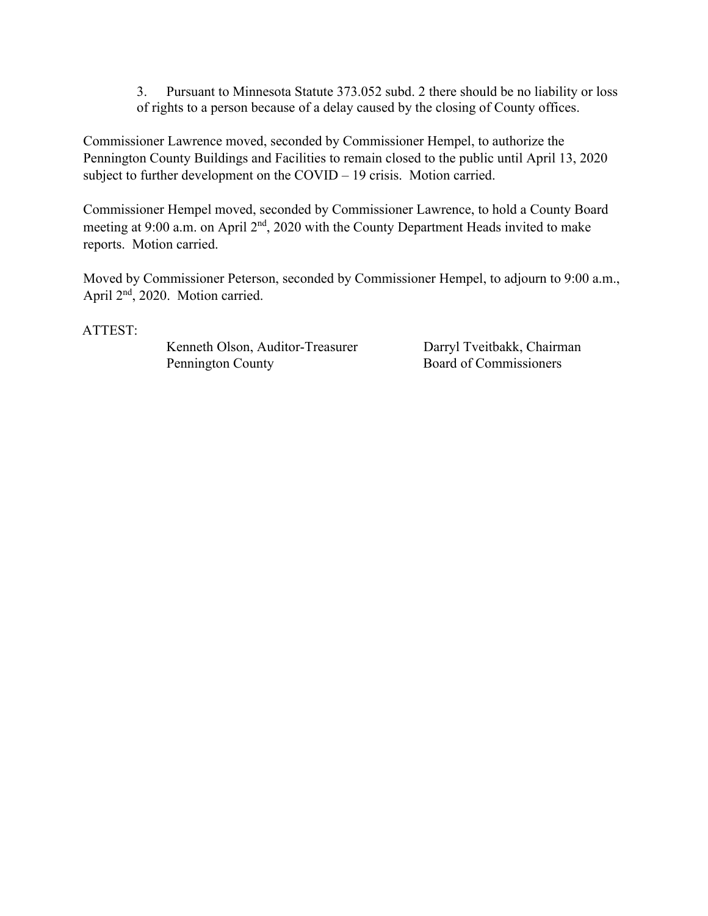3. Pursuant to Minnesota Statute 373.052 subd. 2 there should be no liability or loss of rights to a person because of a delay caused by the closing of County offices.

Commissioner Lawrence moved, seconded by Commissioner Hempel, to authorize the Pennington County Buildings and Facilities to remain closed to the public until April 13, 2020 subject to further development on the COVID – 19 crisis. Motion carried.

Commissioner Hempel moved, seconded by Commissioner Lawrence, to hold a County Board meeting at 9:00 a.m. on April 2nd, 2020 with the County Department Heads invited to make reports. Motion carried.

Moved by Commissioner Peterson, seconded by Commissioner Hempel, to adjourn to 9:00 a.m., April 2nd, 2020. Motion carried.

ATTEST:

Kenneth Olson, Auditor-Treasurer
Pennington County

Darryl Tveitbakk, Chairman
Board of Commissioners